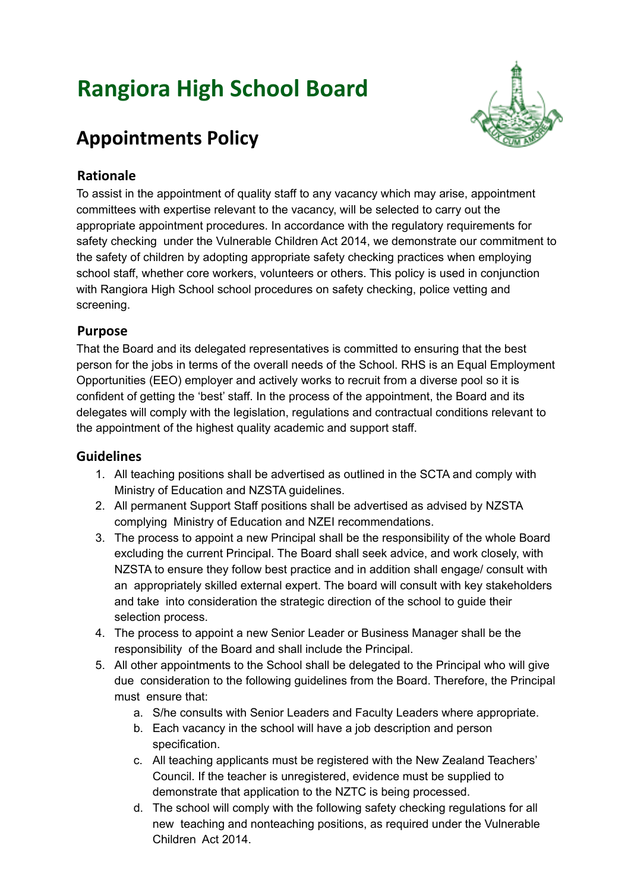# Rangiora High School Board

## Appointments Policy

### Rationale

To assist in the appointment of quality staff to any vacancy which may arise, appointment committees with expertise relevant to the vacancy, will be selected to carry out the appropriate appointment procedures. In accordance with the regulatory requirements for safety checking under the Vulnerable Children Act 2014, we demonstrate our commitment to the safety of children by adopting appropriate safety checking practices when employing school staff, whether core workers, volunteers or others. This policy is used in conjunction with Rangiora High School school procedures on safety checking, police vetting and screening.

### Purpose

That the Board and its delegated representatives is committed to ensuring that the best person for the jobs in terms of the overall needs of the School. RHS is an Equal Employment Opportunities (EEO) employer and actively works to recruit from a diverse pool so it is confident of getting the 'best' staff. In the process of the appointment, the Board and its delegates will comply with the legislation, regulations and contractual conditions relevant to the appointment of the highest quality academic and support staff.

### Guidelines

1. All teaching positions shall be advertised as outlined in the SCTA and comply with Ministry of Education and NZSTA guidelines.
2. All permanent Support Staff positions shall be advertised as advised by NZSTA complying Ministry of Education and NZEI recommendations.
3. The process to appoint a new Principal shall be the responsibility of the whole Board excluding the current Principal. The Board shall seek advice, and work closely, with NZSTA to ensure they follow best practice and in addition shall engage/ consult with an appropriately skilled external expert. The board will consult with key stakeholders and take into consideration the strategic direction of the school to guide their selection process.
4. The process to appoint a new Senior Leader or Business Manager shall be the responsibility of the Board and shall include the Principal.
5. All other appointments to the School shall be delegated to the Principal who will give due consideration to the following guidelines from the Board. Therefore, the Principal must ensure that:
    a. S/he consults with Senior Leaders and Faculty Leaders where appropriate.
    b. Each vacancy in the school will have a job description and person specification.
    c. All teaching applicants must be registered with the New Zealand Teachers' Council. If the teacher is unregistered, evidence must be supplied to demonstrate that application to the NZTC is being processed.
    d. The school will comply with the following safety checking regulations for all new teaching and nonteaching positions, as required under the Vulnerable Children Act 2014.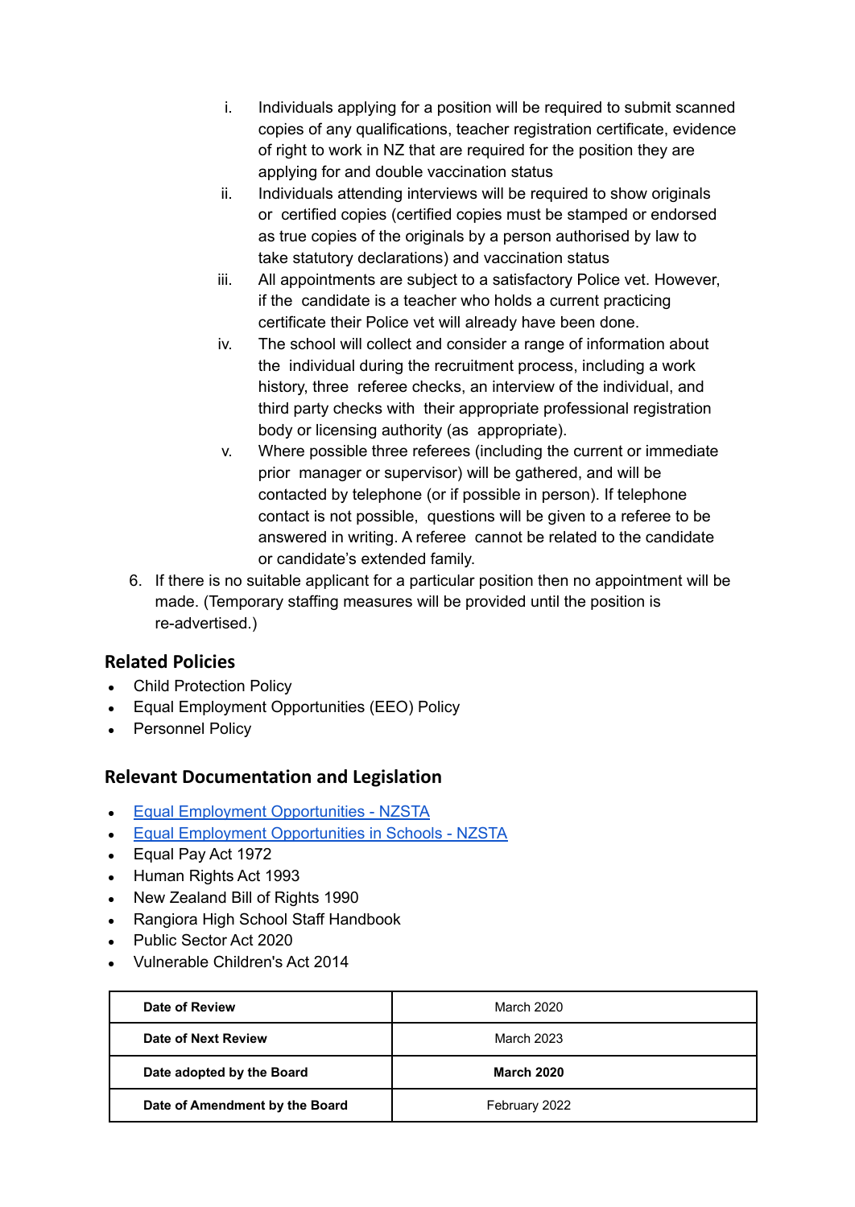i. Individuals applying for a position will be required to submit scanned copies of any qualifications, teacher registration certificate, evidence of right to work in NZ that are required for the position they are applying for and double vaccination status
ii. Individuals attending interviews will be required to show originals or certified copies (certified copies must be stamped or endorsed as true copies of the originals by a person authorised by law to take statutory declarations) and vaccination status
iii. All appointments are subject to a satisfactory Police vet. However, if the candidate is a teacher who holds a current practicing certificate their Police vet will already have been done.
iv. The school will collect and consider a range of information about the individual during the recruitment process, including a work history, three referee checks, an interview of the individual, and third party checks with their appropriate professional registration body or licensing authority (as appropriate).
v. Where possible three referees (including the current or immediate prior manager or supervisor) will be gathered, and will be contacted by telephone (or if possible in person). If telephone contact is not possible, questions will be given to a referee to be answered in writing. A referee cannot be related to the candidate or candidate's extended family.

6. If there is no suitable applicant for a particular position then no appointment will be made. (Temporary staffing measures will be provided until the position is re-advertised.)

## Related Policies

- Child Protection Policy
- Equal Employment Opportunities (EEO) Policy
- Personnel Policy

## Relevant Documentation and Legislation

- Equal Employment Opportunities - NZSTA
- Equal Employment Opportunities in Schools - NZSTA
- Equal Pay Act 1972
- Human Rights Act 1993
- New Zealand Bill of Rights 1990
- Rangiora High School Staff Handbook
- Public Sector Act 2020
- Vulnerable Children's Act 2014

| | |
|---|---|
| **Date of Review** | March 2020 |
| **Date of Next Review** | March 2023 |
| **Date adopted by the Board** | **March 2020** |
| **Date of Amendment by the Board** | February 2022 |